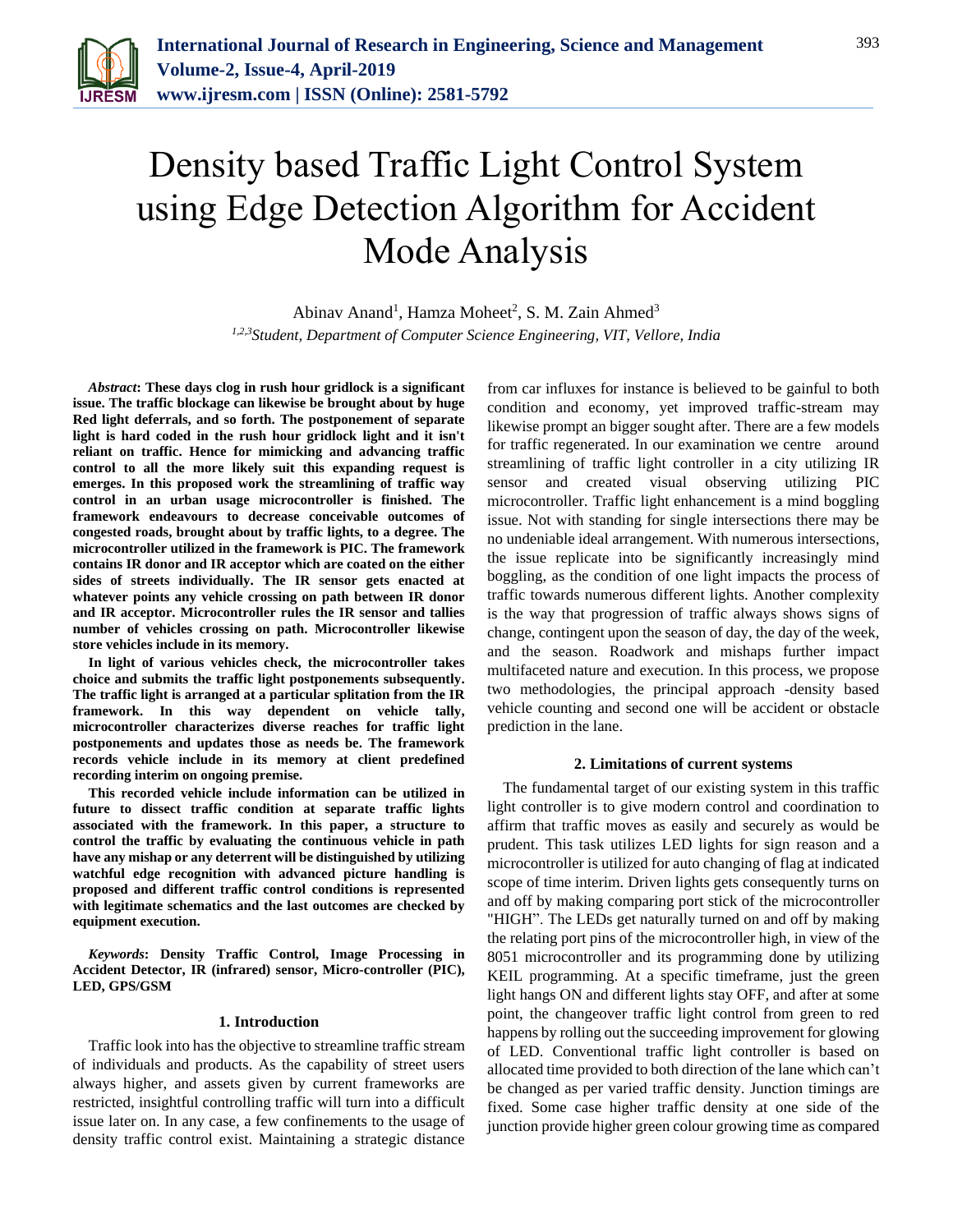# Density based Traffic Light Control System using Edge Detection Algorithm for Accident Mode Analysis

Abinav Anand[1], Hamza Moheet[2], S. M. Zain Ahmed[3]

[1,2,3]*Student, Department of Computer Science Engineering, VIT, Vellore, India*

***Abstract*: These days clog in rush hour gridlock is a significant issue. The traffic blockage can likewise be brought about by huge Red light deferrals, and so forth. The postponement of separate light is hard coded in the rush hour gridlock light and it isn't reliant on traffic. Hence for mimicking and advancing traffic control to all the more likely suit this expanding request is emerges. In this proposed work the streamlining of traffic way control in an urban usage microcontroller is finished. The framework endeavours to decrease conceivable outcomes of congested roads, brought about by traffic lights, to a degree. The microcontroller utilized in the framework is PIC. The framework contains IR donor and IR acceptor which are coated on the either sides of streets individually. The IR sensor gets enacted at whatever points any vehicle crossing on path between IR donor and IR acceptor. Microcontroller rules the IR sensor and tallies number of vehicles crossing on path. Microcontroller likewise store vehicles include in its memory.**

**In light of various vehicles check, the microcontroller takes choice and submits the traffic light postponements subsequently. The traffic light is arranged at a particular splitation from the IR framework. In this way dependent on vehicle tally, microcontroller characterizes diverse reaches for traffic light postponements and updates those as needs be. The framework records vehicle include in its memory at client predefined recording interim on ongoing premise.**

**This recorded vehicle include information can be utilized in future to dissect traffic condition at separate traffic lights associated with the framework. In this paper, a structure to control the traffic by evaluating the continuous vehicle in path have any mishap or any deterrent will be distinguished by utilizing watchful edge recognition with advanced picture handling is proposed and different traffic control conditions is represented with legitimate schematics and the last outcomes are checked by equipment execution.**

***Keywords*: Density Traffic Control, Image Processing in Accident Detector, IR (infrared) sensor, Micro-controller (PIC), LED, GPS/GSM**

## 1. Introduction

Traffic look into has the objective to streamline traffic stream of individuals and products. As the capability of street users always higher, and assets given by current frameworks are restricted, insightful controlling traffic will turn into a difficult issue later on. In any case, a few confinements to the usage of density traffic control exist. Maintaining a strategic distance from car influxes for instance is believed to be gainful to both condition and economy, yet improved traffic-stream may likewise prompt an bigger sought after. There are a few models for traffic regenerated. In our examination we centre around streamlining of traffic light controller in a city utilizing IR sensor and created visual observing utilizing PIC microcontroller. Traffic light enhancement is a mind boggling issue. Not with standing for single intersections there may be no undeniable ideal arrangement. With numerous intersections, the issue replicate into be significantly increasingly mind boggling, as the condition of one light impacts the process of traffic towards numerous different lights. Another complexity is the way that progression of traffic always shows signs of change, contingent upon the season of day, the day of the week, and the season. Roadwork and mishaps further impact multifaceted nature and execution. In this process, we propose two methodologies, the principal approach -density based vehicle counting and second one will be accident or obstacle prediction in the lane.

## 2. Limitations of current systems

The fundamental target of our existing system in this traffic light controller is to give modern control and coordination to affirm that traffic moves as easily and securely as would be prudent. This task utilizes LED lights for sign reason and a microcontroller is utilized for auto changing of flag at indicated scope of time interim. Driven lights gets consequently turns on and off by making comparing port stick of the microcontroller "HIGH". The LEDs get naturally turned on and off by making the relating port pins of the microcontroller high, in view of the 8051 microcontroller and its programming done by utilizing KEIL programming. At a specific timeframe, just the green light hangs ON and different lights stay OFF, and after at some point, the changeover traffic light control from green to red happens by rolling out the succeeding improvement for glowing of LED. Conventional traffic light controller is based on allocated time provided to both direction of the lane which can't be changed as per varied traffic density. Junction timings are fixed. Some case higher traffic density at one side of the junction provide higher green colour growing time as compared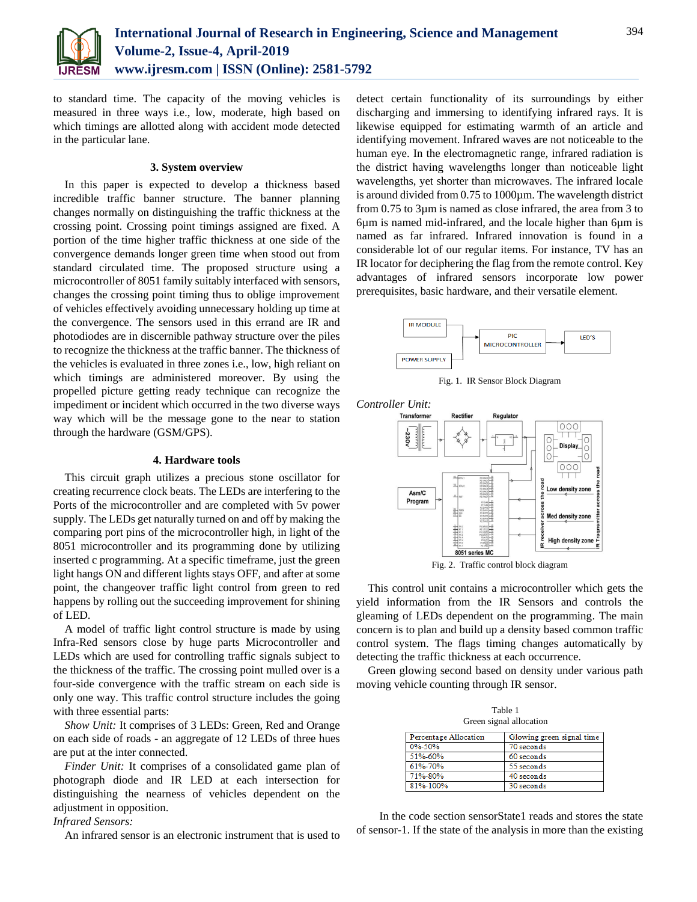to standard time. The capacity of the moving vehicles is measured in three ways i.e., low, moderate, high based on which timings are allotted along with accident mode detected in the particular lane.

### 3. System overview

In this paper is expected to develop a thickness based incredible traffic banner structure. The banner planning changes normally on distinguishing the traffic thickness at the crossing point. Crossing point timings assigned are fixed. A portion of the time higher traffic thickness at one side of the convergence demands longer green time when stood out from standard circulated time. The proposed structure using a microcontroller of 8051 family suitably interfaced with sensors, changes the crossing point timing thus to oblige improvement of vehicles effectively avoiding unnecessary holding up time at the convergence. The sensors used in this errand are IR and photodiodes are in discernible pathway structure over the piles to recognize the thickness at the traffic banner. The thickness of the vehicles is evaluated in three zones i.e., low, high reliant on which timings are administered moreover. By using the propelled picture getting ready technique can recognize the impediment or incident which occurred in the two diverse ways way which will be the message gone to the near to station through the hardware (GSM/GPS).

### 4. Hardware tools

This circuit graph utilizes a precious stone oscillator for creating recurrence clock beats. The LEDs are interfering to the Ports of the microcontroller and are completed with 5v power supply. The LEDs get naturally turned on and off by making the comparing port pins of the microcontroller high, in light of the 8051 microcontroller and its programming done by utilizing inserted c programming. At a specific timeframe, just the green light hangs ON and different lights stays OFF, and after at some point, the changeover traffic light control from green to red happens by rolling out the succeeding improvement for shining of LED.

A model of traffic light control structure is made by using Infra-Red sensors close by huge parts Microcontroller and LEDs which are used for controlling traffic signals subject to the thickness of the traffic. The crossing point mulled over is a four-side convergence with the traffic stream on each side is only one way. This traffic control structure includes the going with three essential parts:

*Show Unit:* It comprises of 3 LEDs: Green, Red and Orange on each side of roads - an aggregate of 12 LEDs of three hues are put at the inter connected.

*Finder Unit:* It comprises of a consolidated game plan of photograph diode and IR LED at each intersection for distinguishing the nearness of vehicles dependent on the adjustment in opposition.

*Infrared Sensors:*

An infrared sensor is an electronic instrument that is used to detect certain functionality of its surroundings by either discharging and immersing to identifying infrared rays. It is likewise equipped for estimating warmth of an article and identifying movement. Infrared waves are not noticeable to the human eye. In the electromagnetic range, infrared radiation is the district having wavelengths longer than noticeable light wavelengths, yet shorter than microwaves. The infrared locale is around divided from 0.75 to 1000µm. The wavelength district from 0.75 to 3µm is named as close infrared, the area from 3 to 6µm is named mid-infrared, and the locale higher than 6µm is named as far infrared. Infrared innovation is found in a considerable lot of our regular items. For instance, TV has an IR locator for deciphering the flag from the remote control. Key advantages of infrared sensors incorporate low power prerequisites, basic hardware, and their versatile element.

Fig. 1. IR Sensor Block Diagram

*Controller Unit:*

Fig. 2. Traffic control block diagram

This control unit contains a microcontroller which gets the yield information from the IR Sensors and controls the gleaming of LEDs dependent on the programming. The main concern is to plan and build up a density based common traffic control system. The flags timing changes automatically by detecting the traffic thickness at each occurrence.

Green glowing second based on density under various path moving vehicle counting through IR sensor.

Table 1
Green signal allocation

| Percentage Allocation | Glowing green signal time |
|---|---|
| 0%-50% | 70 seconds |
| 51%-60% | 60 seconds |
| 61%-70% | 55 seconds |
| 71%-80% | 40 seconds |
| 81%-100% | 30 seconds |

In the code section sensorState1 reads and stores the state of sensor-1. If the state of the analysis in more than the existing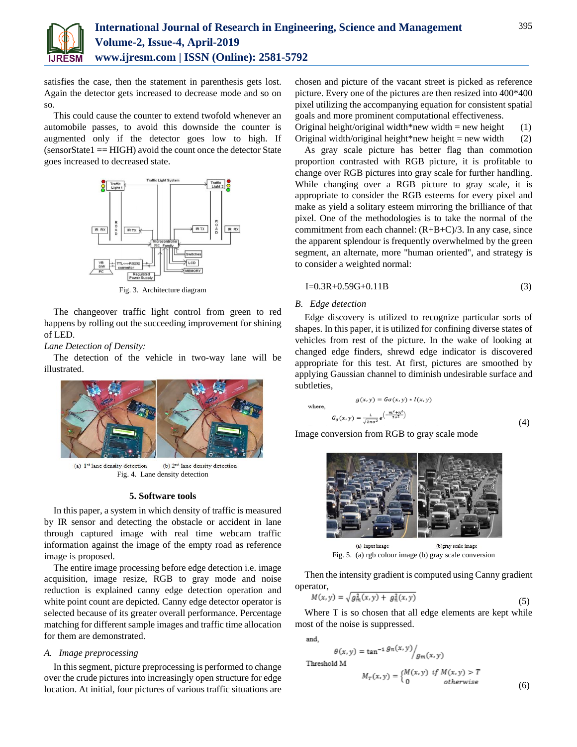satisfies the case, then the statement in parenthesis gets lost. Again the detector gets increased to decrease mode and so on so.

This could cause the counter to extend twofold whenever an automobile passes, to avoid this downside the counter is augmented only if the detector goes low to high. If (sensorState1 == HIGH) avoid the count once the detector State goes increased to decreased state.

Fig. 3. Architecture diagram

The changeover traffic light control from green to red happens by rolling out the succeeding improvement for shining of LED.

*Lane Detection of Density:*

The detection of the vehicle in two-way lane will be illustrated.

(a) 1st lane density detection (b) 2nd lane density detection
Fig. 4. Lane density detection

## 5. Software tools

In this paper, a system in which density of traffic is measured by IR sensor and detecting the obstacle or accident in lane through captured image with real time webcam traffic information against the image of the empty road as reference image is proposed.

The entire image processing before edge detection i.e. image acquisition, image resize, RGB to gray mode and noise reduction is explained canny edge detection operation and white point count are depicted. Canny edge detector operator is selected because of its greater overall performance. Percentage matching for different sample images and traffic time allocation for them are demonstrated.

### *A. Image preprocessing*

In this segment, picture preprocessing is performed to change over the crude pictures into increasingly open structure for edge location. At initial, four pictures of various traffic situations are chosen and picture of the vacant street is picked as reference picture. Every one of the pictures are then resized into 400*400 pixel utilizing the accompanying equation for consistent spatial goals and more prominent computational effectiveness.

Original height/original width*new width = new height (1)

Original width/original height*new height = new width (2)

As gray scale picture has better flag than commotion proportion contrasted with RGB picture, it is profitable to change over RGB pictures into gray scale for further handling. While changing over a RGB picture to gray scale, it is appropriate to consider the RGB esteems for every pixel and make as yield a solitary esteem mirroring the brilliance of that pixel. One of the methodologies is to take the normal of the commitment from each channel: (R+B+C)/3. In any case, since the apparent splendour is frequently overwhelmed by the green segment, an alternate, more "human oriented", and strategy is to consider a weighted normal:

$$I=0.3R+0.59G+0.11B \tag{3}$$

### *B. Edge detection*

Edge discovery is utilized to recognize particular sorts of shapes. In this paper, it is utilized for confining diverse states of vehicles from rest of the picture. In the wake of looking at changed edge finders, shrewd edge indicator is discovered appropriate for this test. At first, pictures are smoothed by applying Gaussian channel to diminish undesirable surface and subtleties,

$$g(x,y) = G\sigma(x,y) * I(x,y)$$

where,

$$G_\sigma(x,y) = \frac{1}{\sqrt{2\pi\sigma^2}} e^{\left(-\frac{m^2+n^2}{2\sigma^2}\right)} \tag{4}$$

Image conversion from RGB to gray scale mode

(a) Input image (b)gray scale image
Fig. 5. (a) rgb colour image (b) gray scale conversion

Then the intensity gradient is computed using Canny gradient operator,

$$M(x,y) = \sqrt{g_m^2(x,y) + g_n^2(x,y)} \tag{5}$$

Where T is so chosen that all edge elements are kept while most of the noise is suppressed.

and,

$$\theta(x,y) = \tan^{-1} g_n(x,y) \Big/ g_m(x,y)$$

Threshold M

$$M_T(x,y) = \begin{cases} M(x,y) & if\ M(x,y) > T \\ 0 & otherwise \end{cases} \tag{6}$$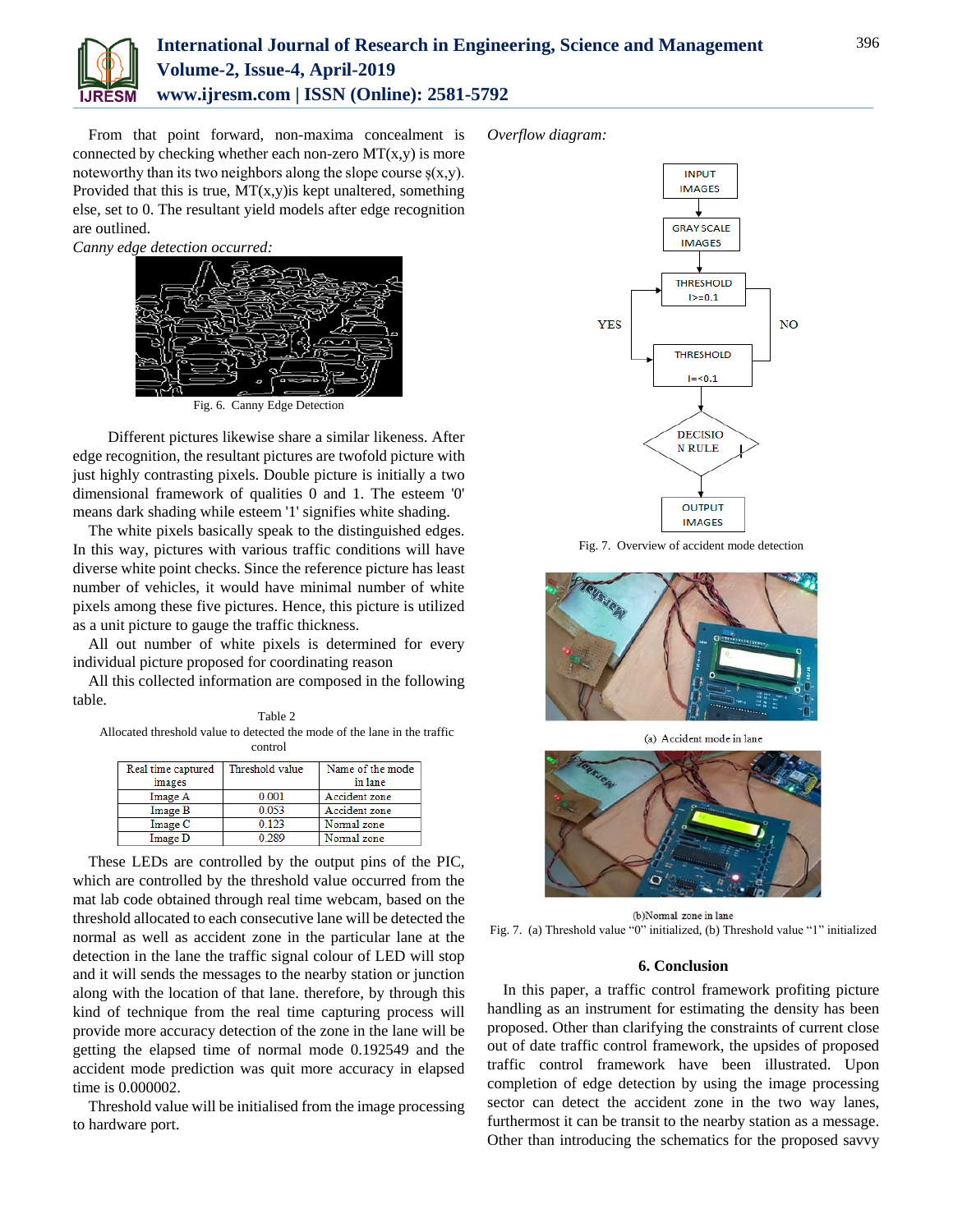From that point forward, non-maxima concealment is connected by checking whether each non-zero MT(x,y) is more noteworthy than its two neighbors along the slope course ş(x,y). Provided that this is true, MT(x,y)is kept unaltered, something else, set to 0. The resultant yield models after edge recognition are outlined.

*Canny edge detection occurred:*

Fig. 6. Canny Edge Detection

Different pictures likewise share a similar likeness. After edge recognition, the resultant pictures are twofold picture with just highly contrasting pixels. Double picture is initially a two dimensional framework of qualities 0 and 1. The esteem '0' means dark shading while esteem '1' signifies white shading.

The white pixels basically speak to the distinguished edges. In this way, pictures with various traffic conditions will have diverse white point checks. Since the reference picture has least number of vehicles, it would have minimal number of white pixels among these five pictures. Hence, this picture is utilized as a unit picture to gauge the traffic thickness.

All out number of white pixels is determined for every individual picture proposed for coordinating reason

All this collected information are composed in the following table.

Table 2
Allocated threshold value to detected the mode of the lane in the traffic control

| Real time captured images | Threshold value | Name of the mode in lane |
|---|---|---|
| Image A | 0.001 | Accident zone |
| Image B | 0.053 | Accident zone |
| Image C | 0.123 | Normal zone |
| Image D | 0.289 | Normal zone |

These LEDs are controlled by the output pins of the PIC, which are controlled by the threshold value occurred from the mat lab code obtained through real time webcam, based on the threshold allocated to each consecutive lane will be detected the normal as well as accident zone in the particular lane at the detection in the lane the traffic signal colour of LED will stop and it will sends the messages to the nearby station or junction along with the location of that lane. therefore, by through this kind of technique from the real time capturing process will provide more accuracy detection of the zone in the lane will be getting the elapsed time of normal mode 0.192549 and the accident mode prediction was quit more accuracy in elapsed time is 0.000002.

Threshold value will be initialised from the image processing to hardware port.

*Overflow diagram:*

INPUT IMAGES → GRAY SCALE IMAGES → THRESHOLD I>=0.1 → (YES / NO) → THRESHOLD I=<0.1 → DECISION RULE → OUTPUT IMAGES

Fig. 7. Overview of accident mode detection

(a) Accident mode in lane

(b)Normal zone in lane

Fig. 7. (a) Threshold value "0" initialized, (b) Threshold value "1" initialized

## 6. Conclusion

In this paper, a traffic control framework profiting picture handling as an instrument for estimating the density has been proposed. Other than clarifying the constraints of current close out of date traffic control framework, the upsides of proposed traffic control framework have been illustrated. Upon completion of edge detection by using the image processing sector can detect the accident zone in the two way lanes, furthermost it can be transit to the nearby station as a message. Other than introducing the schematics for the proposed savvy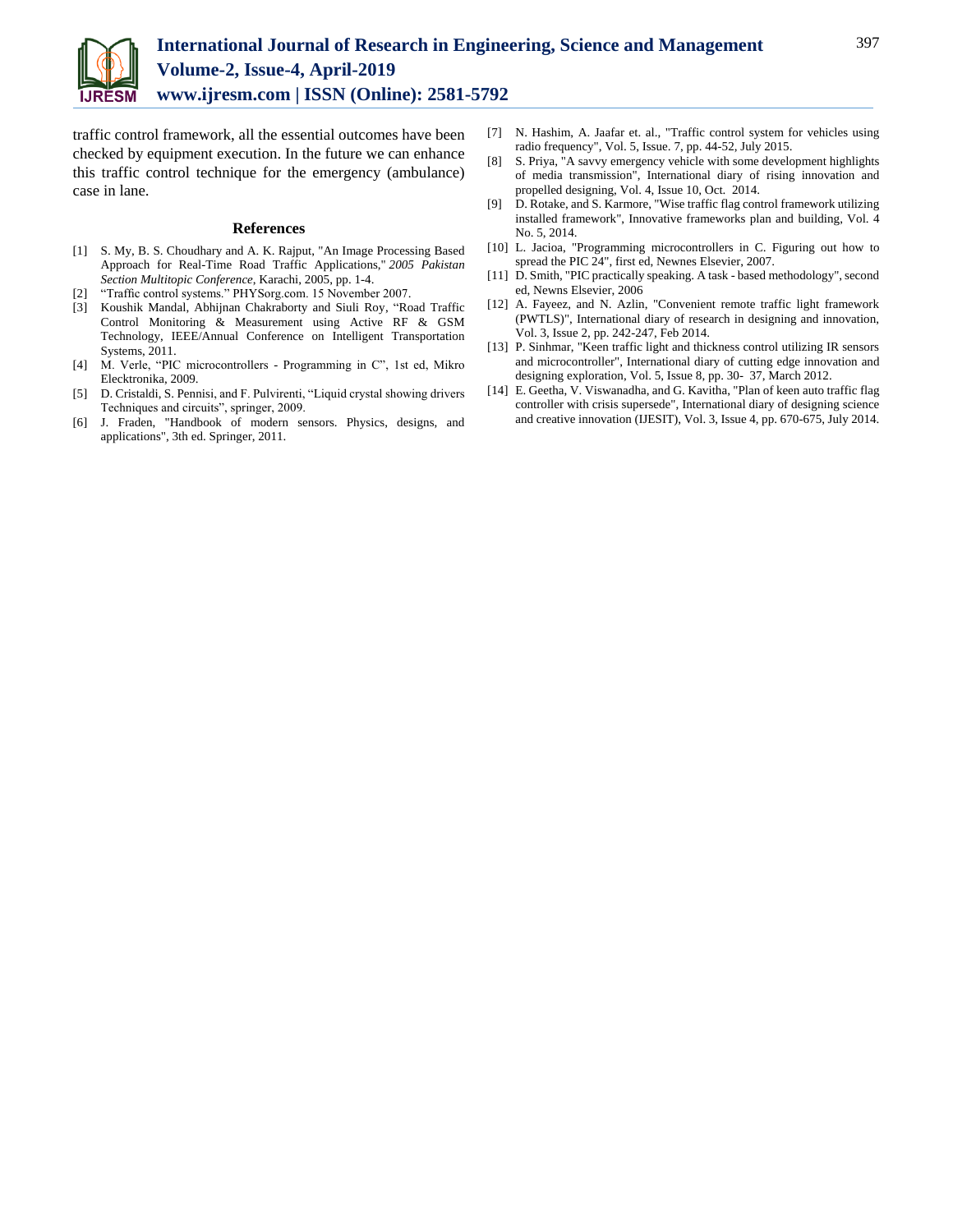traffic control framework, all the essential outcomes have been checked by equipment execution. In the future we can enhance this traffic control technique for the emergency (ambulance) case in lane.

## References

[1] S. My, B. S. Choudhary and A. K. Rajput, "An Image Processing Based Approach for Real-Time Road Traffic Applications," *2005 Pakistan Section Multitopic Conference*, Karachi, 2005, pp. 1-4.

[2] "Traffic control systems." PHYSorg.com. 15 November 2007.

[3] Koushik Mandal, Abhijnan Chakraborty and Siuli Roy, "Road Traffic Control Monitoring & Measurement using Active RF & GSM Technology, IEEE/Annual Conference on Intelligent Transportation Systems, 2011.

[4] M. Verle, "PIC microcontrollers - Programming in C", 1st ed, Mikro Elecktronika, 2009.

[5] D. Cristaldi, S. Pennisi, and F. Pulvirenti, "Liquid crystal showing drivers Techniques and circuits", springer, 2009.

[6] J. Fraden, "Handbook of modern sensors. Physics, designs, and applications", 3th ed. Springer, 2011.

[7] N. Hashim, A. Jaafar et. al., "Traffic control system for vehicles using radio frequency", Vol. 5, Issue. 7, pp. 44-52, July 2015.

[8] S. Priya, "A savvy emergency vehicle with some development highlights of media transmission", International diary of rising innovation and propelled designing, Vol. 4, Issue 10, Oct. 2014.

[9] D. Rotake, and S. Karmore, "Wise traffic flag control framework utilizing installed framework", Innovative frameworks plan and building, Vol. 4 No. 5, 2014.

[10] L. Jacioa, "Programming microcontrollers in C. Figuring out how to spread the PIC 24", first ed, Newnes Elsevier, 2007.

[11] D. Smith, "PIC practically speaking. A task - based methodology", second ed, Newns Elsevier, 2006

[12] A. Fayeez, and N. Azlin, "Convenient remote traffic light framework (PWTLS)", International diary of research in designing and innovation, Vol. 3, Issue 2, pp. 242-247, Feb 2014.

[13] P. Sinhmar, "Keen traffic light and thickness control utilizing IR sensors and microcontroller", International diary of cutting edge innovation and designing exploration, Vol. 5, Issue 8, pp. 30- 37, March 2012.

[14] E. Geetha, V. Viswanadha, and G. Kavitha, "Plan of keen auto traffic flag controller with crisis supersede", International diary of designing science and creative innovation (IJESIT), Vol. 3, Issue 4, pp. 670-675, July 2014.